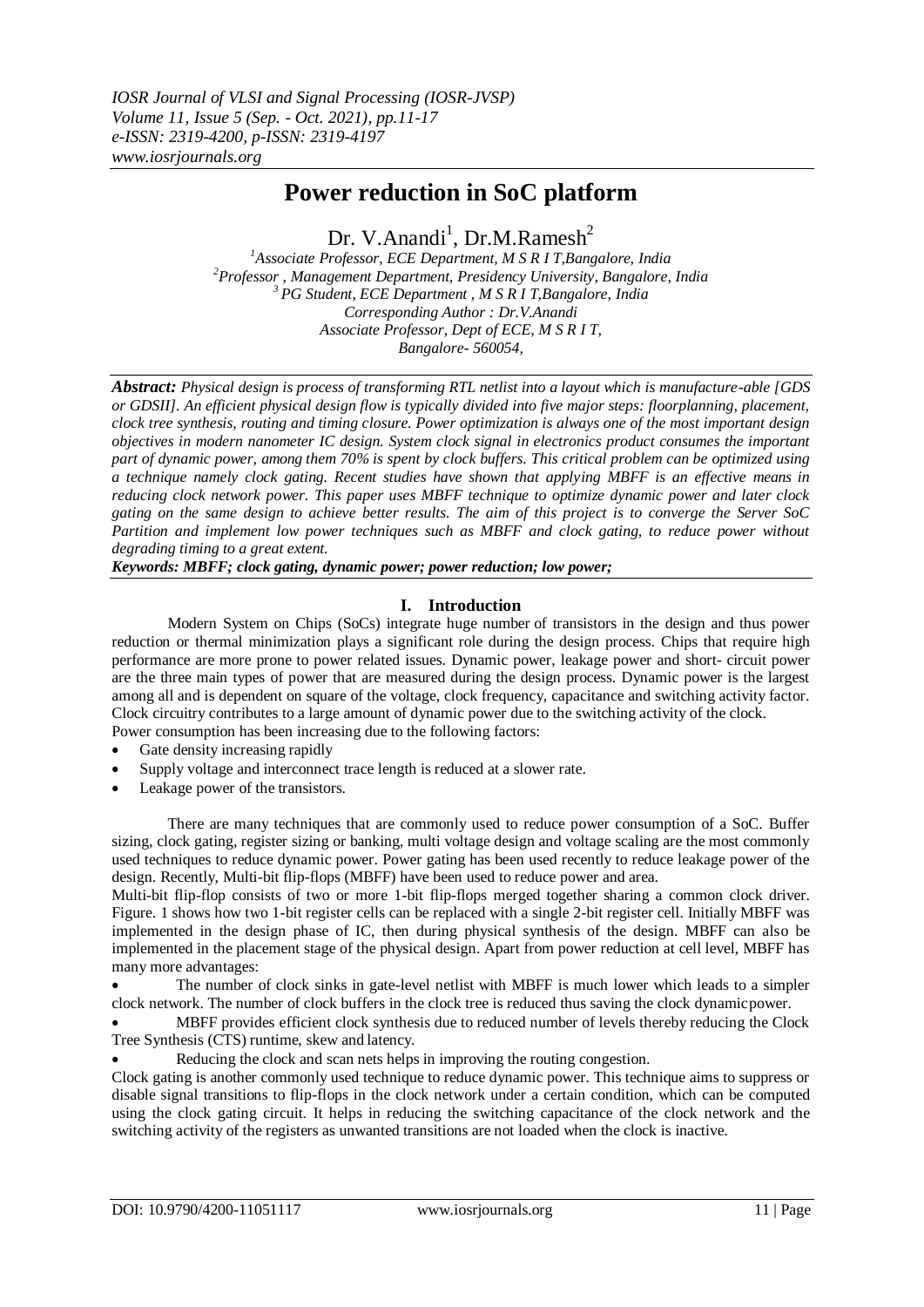# Power reduction in SoC platform

Dr. V.Anandi[1], Dr.M.Ramesh[2]

[1]Associate Professor, ECE Department, M S R I T,Bangalore, India
[2]Professor , Management Department, Presidency University, Bangalore, India
[3] PG Student, ECE Department , M S R I T,Bangalore, India
Corresponding Author : Dr.V.Anandi
Associate Professor, Dept of ECE, M S R I T,
Bangalore- 560054,

***Abstract:*** *Physical design is process of transforming RTL netlist into a layout which is manufacture-able [GDS or GDSII]. An efficient physical design flow is typically divided into five major steps: floorplanning, placement, clock tree synthesis, routing and timing closure. Power optimization is always one of the most important design objectives in modern nanometer IC design. System clock signal in electronics product consumes the important part of dynamic power, among them 70% is spent by clock buffers. This critical problem can be optimized using a technique namely clock gating. Recent studies have shown that applying MBFF is an effective means in reducing clock network power. This paper uses MBFF technique to optimize dynamic power and later clock gating on the same design to achieve better results. The aim of this project is to converge the Server SoC Partition and implement low power techniques such as MBFF and clock gating, to reduce power without degrading timing to a great extent.*

***Keywords: MBFF; clock gating, dynamic power; power reduction; low power;***

## I. Introduction

Modern System on Chips (SoCs) integrate huge number of transistors in the design and thus power reduction or thermal minimization plays a significant role during the design process. Chips that require high performance are more prone to power related issues. Dynamic power, leakage power and short- circuit power are the three main types of power that are measured during the design process. Dynamic power is the largest among all and is dependent on square of the voltage, clock frequency, capacitance and switching activity factor. Clock circuitry contributes to a large amount of dynamic power due to the switching activity of the clock.
Power consumption has been increasing due to the following factors:

- Gate density increasing rapidly
- Supply voltage and interconnect trace length is reduced at a slower rate.
- Leakage power of the transistors.

There are many techniques that are commonly used to reduce power consumption of a SoC. Buffer sizing, clock gating, register sizing or banking, multi voltage design and voltage scaling are the most commonly used techniques to reduce dynamic power. Power gating has been used recently to reduce leakage power of the design. Recently, Multi-bit flip-flops (MBFF) have been used to reduce power and area.
Multi-bit flip-flop consists of two or more 1-bit flip-flops merged together sharing a common clock driver. Figure. 1 shows how two 1-bit register cells can be replaced with a single 2-bit register cell. Initially MBFF was implemented in the design phase of IC, then during physical synthesis of the design. MBFF can also be implemented in the placement stage of the physical design. Apart from power reduction at cell level, MBFF has many more advantages:

- The number of clock sinks in gate-level netlist with MBFF is much lower which leads to a simpler clock network. The number of clock buffers in the clock tree is reduced thus saving the clock dynamicpower.
- MBFF provides efficient clock synthesis due to reduced number of levels thereby reducing the Clock Tree Synthesis (CTS) runtime, skew and latency.
- Reducing the clock and scan nets helps in improving the routing congestion.

Clock gating is another commonly used technique to reduce dynamic power. This technique aims to suppress or disable signal transitions to flip-flops in the clock network under a certain condition, which can be computed using the clock gating circuit. It helps in reducing the switching capacitance of the clock network and the switching activity of the registers as unwanted transitions are not loaded when the clock is inactive.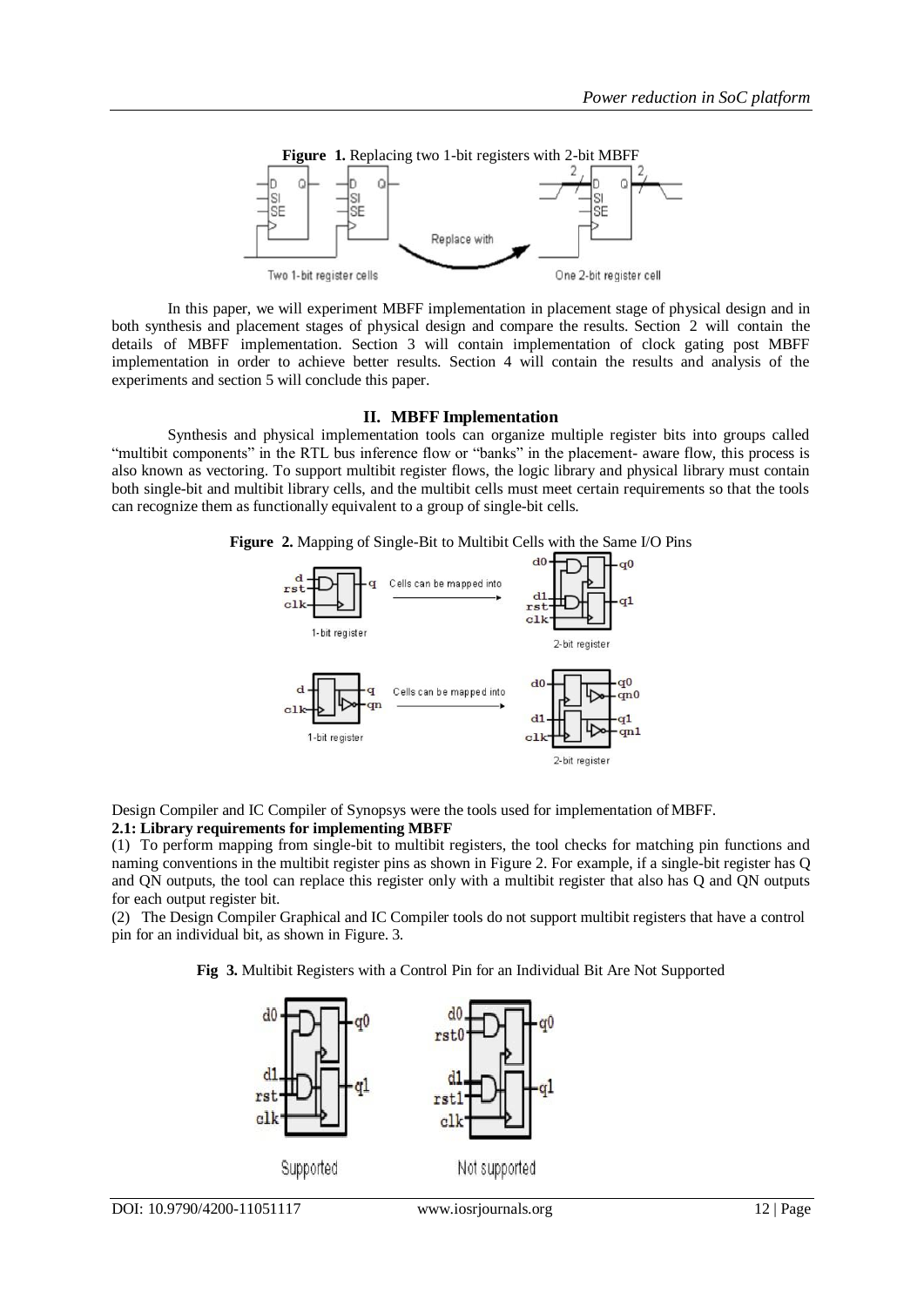**Figure 1.** Replacing two 1-bit registers with 2-bit MBFF

In this paper, we will experiment MBFF implementation in placement stage of physical design and in both synthesis and placement stages of physical design and compare the results. Section 2 will contain the details of MBFF implementation. Section 3 will contain implementation of clock gating post MBFF implementation in order to achieve better results. Section 4 will contain the results and analysis of the experiments and section 5 will conclude this paper.

## II. MBFF Implementation

Synthesis and physical implementation tools can organize multiple register bits into groups called "multibit components" in the RTL bus inference flow or "banks" in the placement- aware flow, this process is also known as vectoring. To support multibit register flows, the logic library and physical library must contain both single-bit and multibit library cells, and the multibit cells must meet certain requirements so that the tools can recognize them as functionally equivalent to a group of single-bit cells.

**Figure 2.** Mapping of Single-Bit to Multibit Cells with the Same I/O Pins

Design Compiler and IC Compiler of Synopsys were the tools used for implementation of MBFF.

### 2.1: Library requirements for implementing MBFF

(1) To perform mapping from single-bit to multibit registers, the tool checks for matching pin functions and naming conventions in the multibit register pins as shown in Figure 2. For example, if a single-bit register has Q and QN outputs, the tool can replace this register only with a multibit register that also has Q and QN outputs for each output register bit.

(2) The Design Compiler Graphical and IC Compiler tools do not support multibit registers that have a control pin for an individual bit, as shown in Figure. 3.

**Fig 3.** Multibit Registers with a Control Pin for an Individual Bit Are Not Supported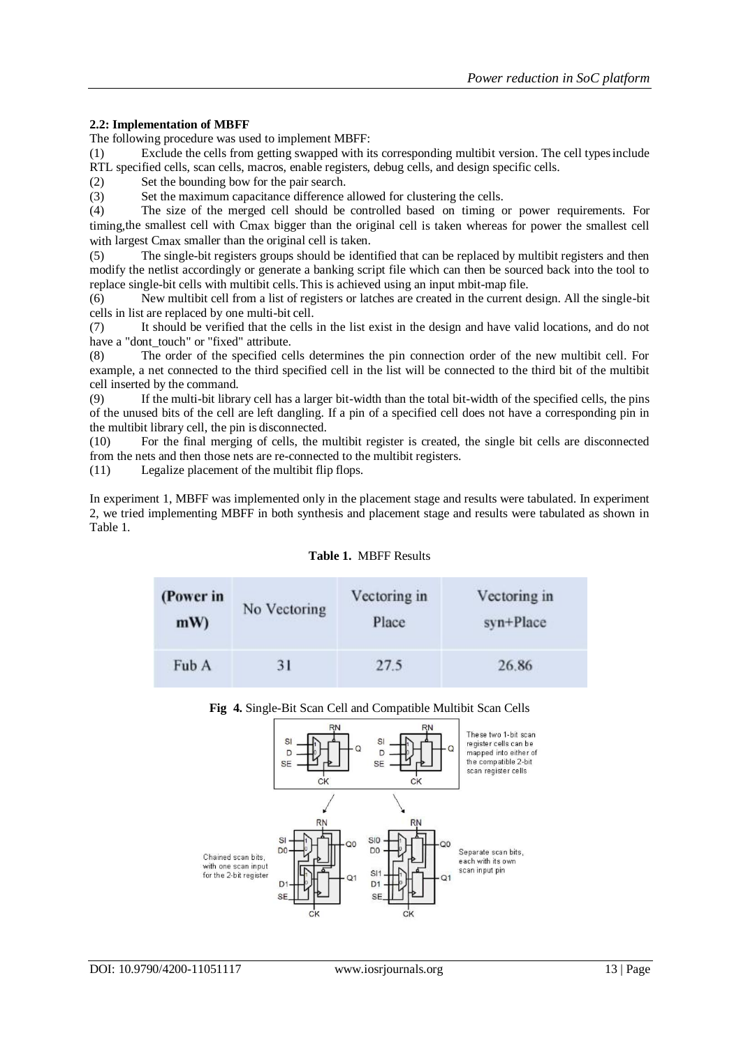### 2.2: Implementation of MBFF

The following procedure was used to implement MBFF:

(1) Exclude the cells from getting swapped with its corresponding multibit version. The cell types include RTL specified cells, scan cells, macros, enable registers, debug cells, and design specific cells.

(2) Set the bounding bow for the pair search.

(3) Set the maximum capacitance difference allowed for clustering the cells.

(4) The size of the merged cell should be controlled based on timing or power requirements. For timing,the smallest cell with Cmax bigger than the original cell is taken whereas for power the smallest cell with largest Cmax smaller than the original cell is taken.

(5) The single-bit registers groups should be identified that can be replaced by multibit registers and then modify the netlist accordingly or generate a banking script file which can then be sourced back into the tool to replace single-bit cells with multibit cells. This is achieved using an input mbit-map file.

(6) New multibit cell from a list of registers or latches are created in the current design. All the single-bit cells in list are replaced by one multi-bit cell.

(7) It should be verified that the cells in the list exist in the design and have valid locations, and do not have a "dont_touch" or "fixed" attribute.

(8) The order of the specified cells determines the pin connection order of the new multibit cell. For example, a net connected to the third specified cell in the list will be connected to the third bit of the multibit cell inserted by the command.

(9) If the multi-bit library cell has a larger bit-width than the total bit-width of the specified cells, the pins of the unused bits of the cell are left dangling. If a pin of a specified cell does not have a corresponding pin in the multibit library cell, the pin is disconnected.

(10) For the final merging of cells, the multibit register is created, the single bit cells are disconnected from the nets and then those nets are re-connected to the multibit registers.

(11) Legalize placement of the multibit flip flops.

In experiment 1, MBFF was implemented only in the placement stage and results were tabulated. In experiment 2, we tried implementing MBFF in both synthesis and placement stage and results were tabulated as shown in Table 1.

**Table 1.** MBFF Results

| (Power in mW) | No Vectoring | Vectoring in Place | Vectoring in syn+Place |
|---|---|---|---|
| Fub A | 31 | 27.5 | 26.86 |

**Fig 4.** Single-Bit Scan Cell and Compatible Multibit Scan Cells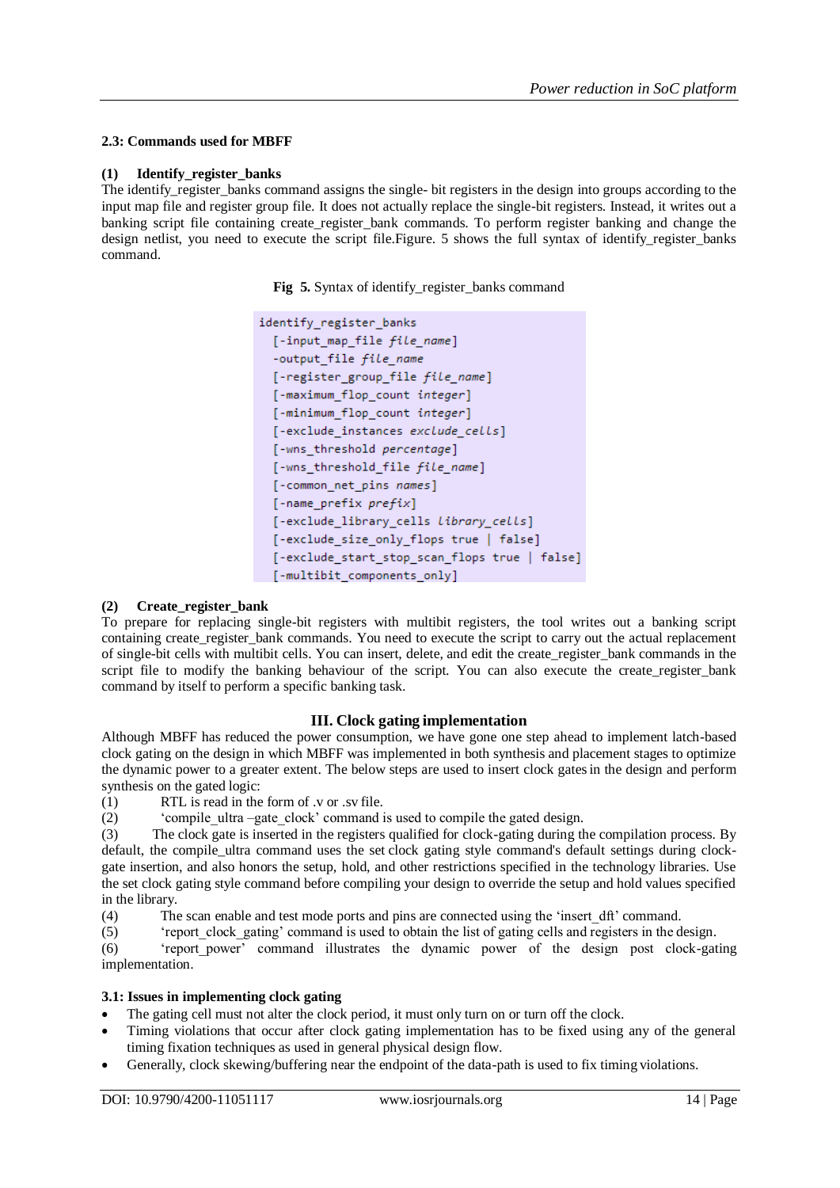**2.3: Commands used for MBFF**

**(1) Identify_register_banks**

The identify_register_banks command assigns the single- bit registers in the design into groups according to the input map file and register group file. It does not actually replace the single-bit registers. Instead, it writes out a banking script file containing create_register_bank commands. To perform register banking and change the design netlist, you need to execute the script file.Figure. 5 shows the full syntax of identify_register_banks command.

**Fig 5.** Syntax of identify_register_banks command

```
identify_register_banks
  [-input_map_file file_name]
  -output_file file_name
  [-register_group_file file_name]
  [-maximum_flop_count integer]
  [-minimum_flop_count integer]
  [-exclude_instances exclude_cells]
  [-wns_threshold percentage]
  [-wns_threshold_file file_name]
  [-common_net_pins names]
  [-name_prefix prefix]
  [-exclude_library_cells library_cells]
  [-exclude_size_only_flops true | false]
  [-exclude_start_stop_scan_flops true | false]
  [-multibit_components_only]
```

**(2) Create_register_bank**

To prepare for replacing single-bit registers with multibit registers, the tool writes out a banking script containing create_register_bank commands. You need to execute the script to carry out the actual replacement of single-bit cells with multibit cells. You can insert, delete, and edit the create_register_bank commands in the script file to modify the banking behaviour of the script. You can also execute the create_register_bank command by itself to perform a specific banking task.

## III. Clock gating implementation

Although MBFF has reduced the power consumption, we have gone one step ahead to implement latch-based clock gating on the design in which MBFF was implemented in both synthesis and placement stages to optimize the dynamic power to a greater extent. The below steps are used to insert clock gates in the design and perform synthesis on the gated logic:

(1) RTL is read in the form of .v or .sv file.

(2) 'compile_ultra –gate_clock' command is used to compile the gated design.

(3) The clock gate is inserted in the registers qualified for clock-gating during the compilation process. By default, the compile_ultra command uses the set clock gating style command's default settings during clock-gate insertion, and also honors the setup, hold, and other restrictions specified in the technology libraries. Use the set clock gating style command before compiling your design to override the setup and hold values specified in the library.

(4) The scan enable and test mode ports and pins are connected using the 'insert_dft' command.

(5) 'report_clock_gating' command is used to obtain the list of gating cells and registers in the design.

(6) 'report_power' command illustrates the dynamic power of the design post clock-gating implementation.

**3.1: Issues in implementing clock gating**

- The gating cell must not alter the clock period, it must only turn on or turn off the clock.
- Timing violations that occur after clock gating implementation has to be fixed using any of the general timing fixation techniques as used in general physical design flow.
- Generally, clock skewing/buffering near the endpoint of the data-path is used to fix timing violations.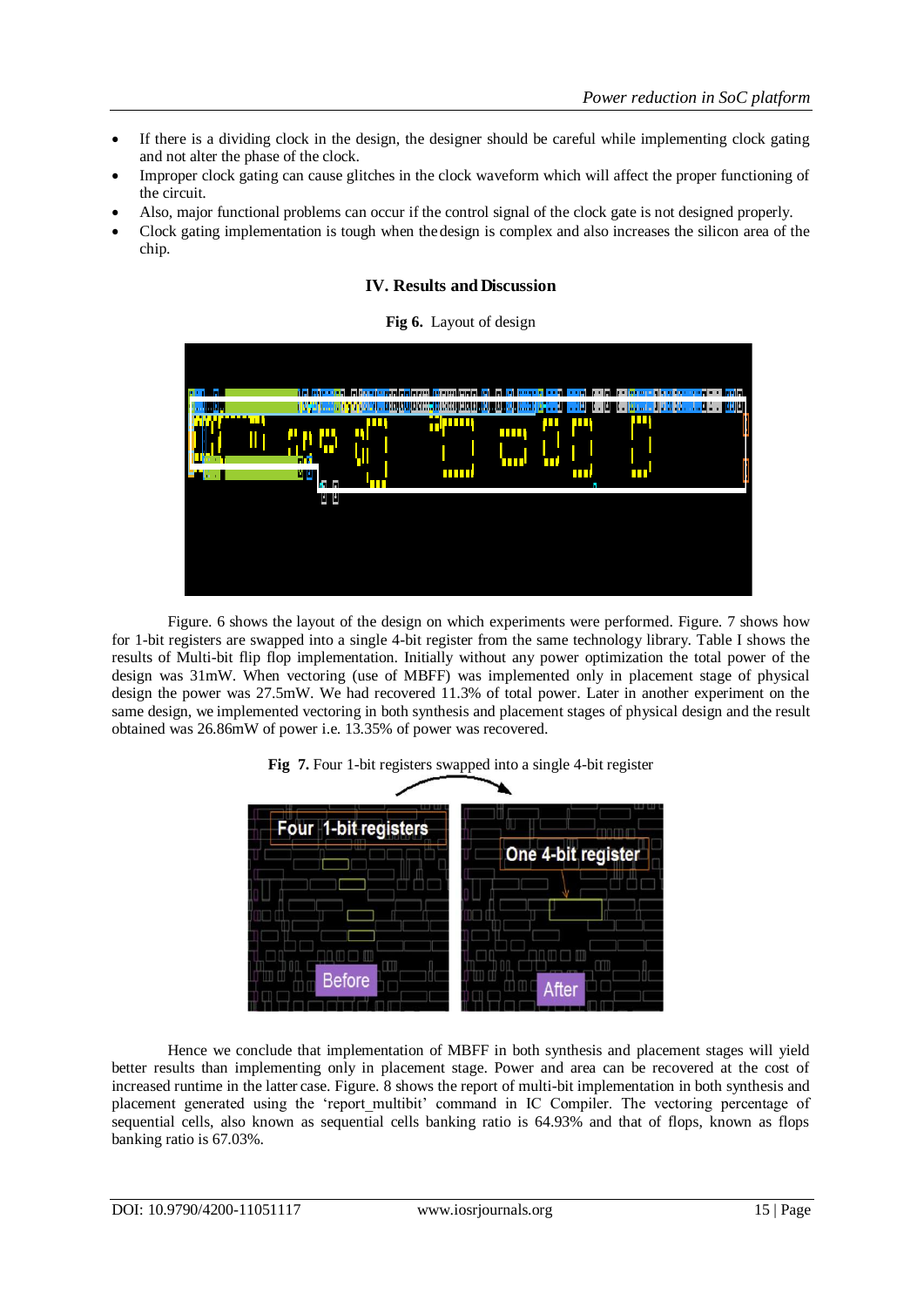- If there is a dividing clock in the design, the designer should be careful while implementing clock gating and not alter the phase of the clock.
- Improper clock gating can cause glitches in the clock waveform which will affect the proper functioning of the circuit.
- Also, major functional problems can occur if the control signal of the clock gate is not designed properly.
- Clock gating implementation is tough when the design is complex and also increases the silicon area of the chip.

## IV. Results and Discussion

**Fig 6.** Layout of design

Figure. 6 shows the layout of the design on which experiments were performed. Figure. 7 shows how for 1-bit registers are swapped into a single 4-bit register from the same technology library. Table I shows the results of Multi-bit flip flop implementation. Initially without any power optimization the total power of the design was 31mW. When vectoring (use of MBFF) was implemented only in placement stage of physical design the power was 27.5mW. We had recovered 11.3% of total power. Later in another experiment on the same design, we implemented vectoring in both synthesis and placement stages of physical design and the result obtained was 26.86mW of power i.e. 13.35% of power was recovered.

**Fig 7.** Four 1-bit registers swapped into a single 4-bit register

Hence we conclude that implementation of MBFF in both synthesis and placement stages will yield better results than implementing only in placement stage. Power and area can be recovered at the cost of increased runtime in the latter case. Figure. 8 shows the report of multi-bit implementation in both synthesis and placement generated using the 'report_multibit' command in IC Compiler. The vectoring percentage of sequential cells, also known as sequential cells banking ratio is 64.93% and that of flops, known as flops banking ratio is 67.03%.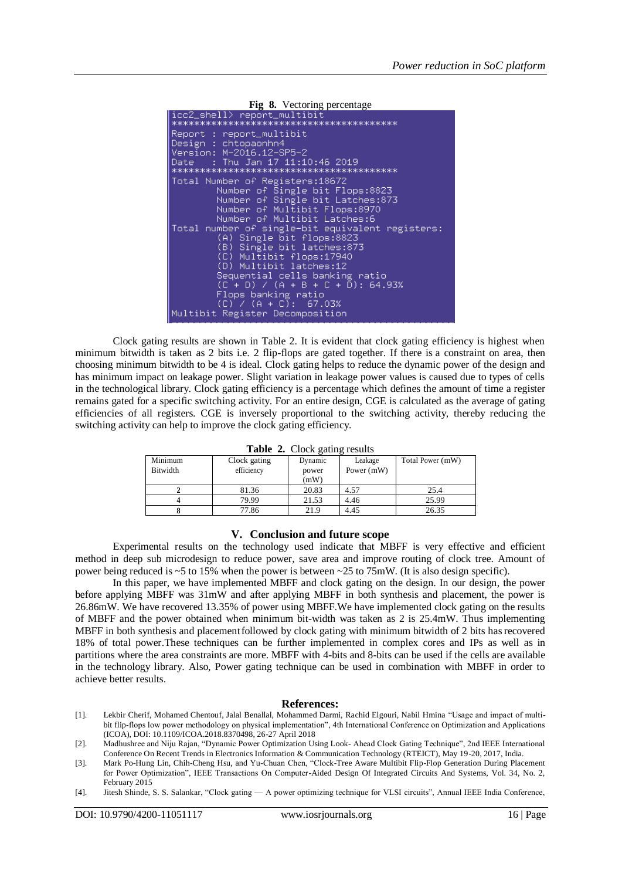**Fig 8.** Vectoring percentage

```
icc2_shell> report_multibit
****************************************
Report : report_multibit
Design : chtopaonhn4
Version: M-2016.12-SP5-2
Date   : Thu Jan 17 11:10:46 2019
****************************************
Total Number of Registers:18672
        Number of Single bit Flops:8823
        Number of Single bit Latches:873
        Number of Multibit Flops:8970
        Number of Multibit Latches:6
Total number of single-bit equivalent registers:
        (A) Single bit flops:8823
        (B) Single bit latches:873
        (C) Multibit flops:17940
        (D) Multibit latches:12
        Sequential cells banking ratio
        (C + D) / (A + B + C + D): 64.93%
        Flops banking ratio
        (C) / (A + C):  67.03%
Multibit Register Decomposition
```

Clock gating results are shown in Table 2. It is evident that clock gating efficiency is highest when minimum bitwidth is taken as 2 bits i.e. 2 flip-flops are gated together. If there is a constraint on area, then choosing minimum bitwidth to be 4 is ideal. Clock gating helps to reduce the dynamic power of the design and has minimum impact on leakage power. Slight variation in leakage power values is caused due to types of cells in the technological library. Clock gating efficiency is a percentage which defines the amount of time a register remains gated for a specific switching activity. For an entire design, CGE is calculated as the average of gating efficiencies of all registers. CGE is inversely proportional to the switching activity, thereby reducing the switching activity can help to improve the clock gating efficiency.

**Table 2.** Clock gating results

| Minimum Bitwidth | Clock gating efficiency | Dynamic power (mW) | Leakage Power (mW) | Total Power (mW) |
|---|---|---|---|---|
| **2** | 81.36 | 20.83 | 4.57 | 25.4 |
| **4** | 79.99 | 21.53 | 4.46 | 25.99 |
| **8** | 77.86 | 21.9 | 4.45 | 26.35 |

## V. Conclusion and future scope

Experimental results on the technology used indicate that MBFF is very effective and efficient method in deep sub microdesign to reduce power, save area and improve routing of clock tree. Amount of power being reduced is ~5 to 15% when the power is between ~25 to 75mW. (It is also design specific).

In this paper, we have implemented MBFF and clock gating on the design. In our design, the power before applying MBFF was 31mW and after applying MBFF in both synthesis and placement, the power is 26.86mW. We have recovered 13.35% of power using MBFF.We have implemented clock gating on the results of MBFF and the power obtained when minimum bit-width was taken as 2 is 25.4mW. Thus implementing MBFF in both synthesis and placement followed by clock gating with minimum bitwidth of 2 bits has recovered 18% of total power.These techniques can be further implemented in complex cores and IPs as well as in partitions where the area constraints are more. MBFF with 4-bits and 8-bits can be used if the cells are available in the technology library. Also, Power gating technique can be used in combination with MBFF in order to achieve better results.

## References:

[1]. Lekbir Cherif, Mohamed Chentouf, Jalal Benallal, Mohammed Darmi, Rachid Elgouri, Nabil Hmina "Usage and impact of multi-bit flip-flops low power methodology on physical implementation", 4th International Conference on Optimization and Applications (ICOA), DOI: 10.1109/ICOA.2018.8370498, 26-27 April 2018

[2]. Madhushree and Niju Rajan, "Dynamic Power Optimization Using Look- Ahead Clock Gating Technique", 2nd IEEE International Conference On Recent Trends in Electronics Information & Communication Technology (RTEICT), May 19-20, 2017, India.

[3]. Mark Po-Hung Lin, Chih-Cheng Hsu, and Yu-Chuan Chen, "Clock-Tree Aware Multibit Flip-Flop Generation During Placement for Power Optimization", IEEE Transactions On Computer-Aided Design Of Integrated Circuits And Systems, Vol. 34, No. 2, February 2015

[4]. Jitesh Shinde, S. S. Salankar, "Clock gating — A power optimizing technique for VLSI circuits", Annual IEEE India Conference,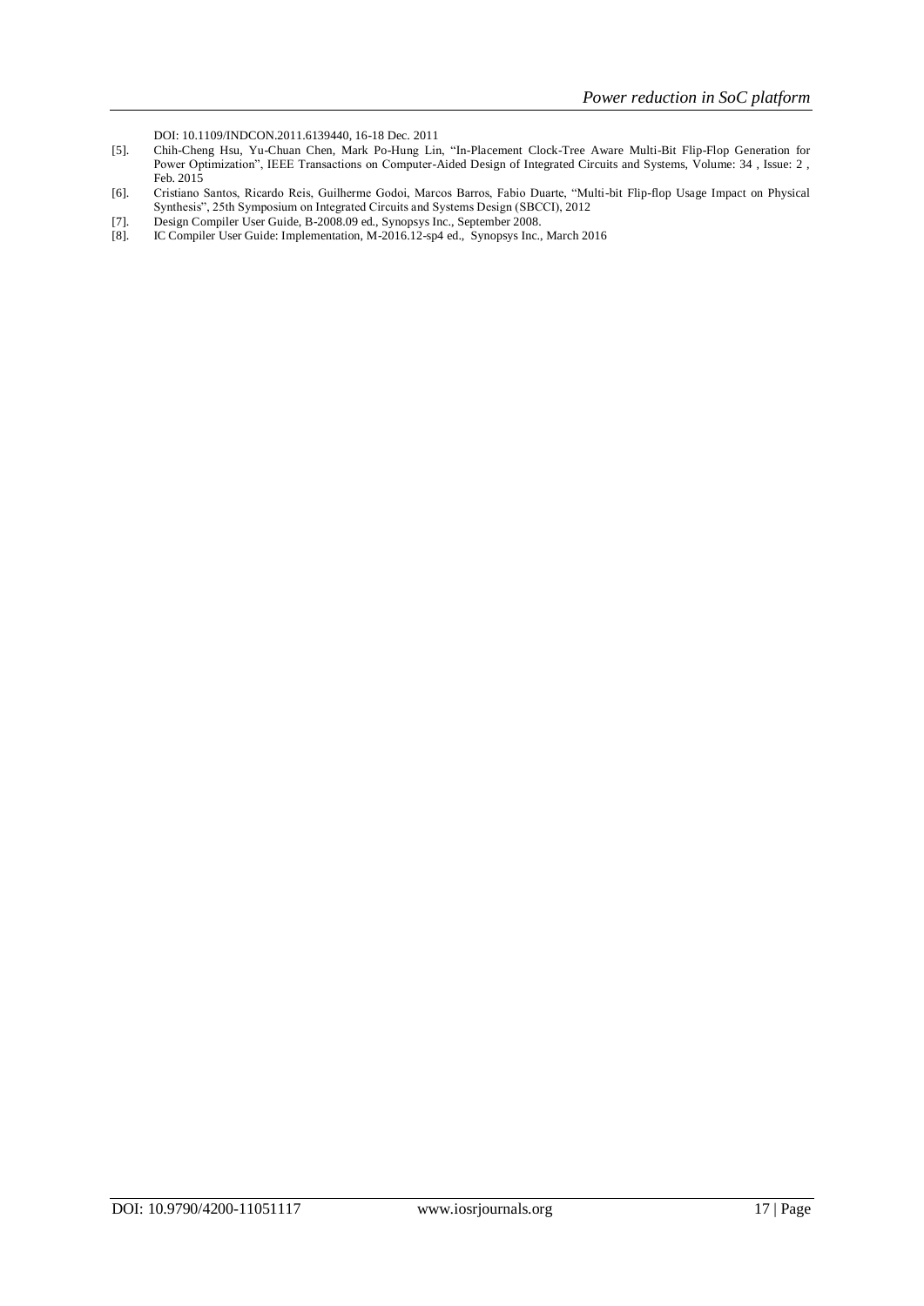DOI: 10.1109/INDCON.2011.6139440, 16-18 Dec. 2011

[5]. Chih-Cheng Hsu, Yu-Chuan Chen, Mark Po-Hung Lin, "In-Placement Clock-Tree Aware Multi-Bit Flip-Flop Generation for Power Optimization", IEEE Transactions on Computer-Aided Design of Integrated Circuits and Systems, Volume: 34 , Issue: 2 , Feb. 2015

[6]. Cristiano Santos, Ricardo Reis, Guilherme Godoi, Marcos Barros, Fabio Duarte, "Multi-bit Flip-flop Usage Impact on Physical Synthesis", 25th Symposium on Integrated Circuits and Systems Design (SBCCI), 2012

[7]. Design Compiler User Guide, B-2008.09 ed., Synopsys Inc., September 2008.

[8]. IC Compiler User Guide: Implementation, M-2016.12-sp4 ed., Synopsys Inc., March 2016